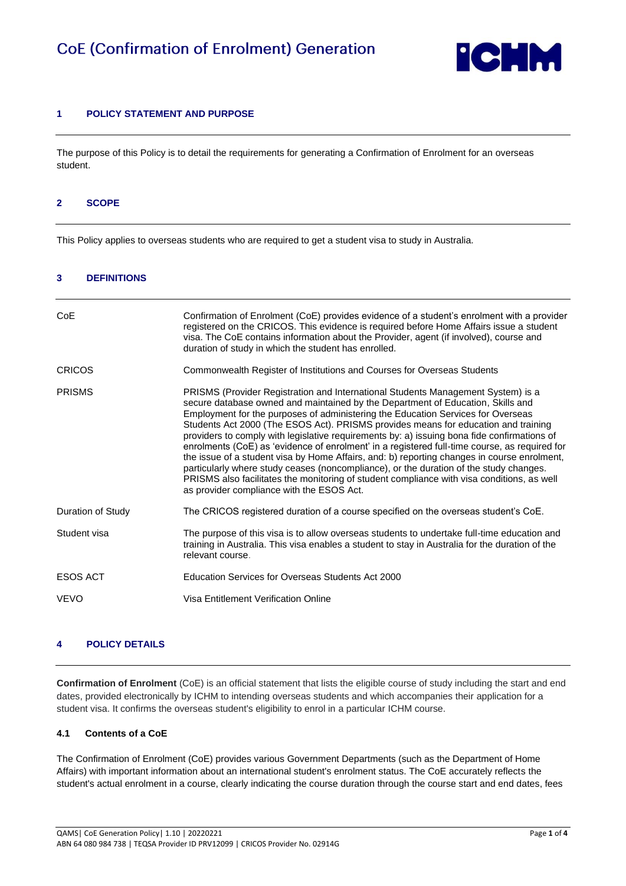# CoE (Confirmation of Enrolment) Generation

## 1 POLICY STATEMENT AND PURPOSE

The purpose of this Policy is to detail the requirements for generating a Confirmation of Enrolment for an overseas student.

## 2 SCOPE

This Policy applies to overseas students who are required to get a student visa to study in Australia.

## 3 DEFINITIONS

| | |
|---|---|
| CoE | Confirmation of Enrolment (CoE) provides evidence of a student's enrolment with a provider registered on the CRICOS. This evidence is required before Home Affairs issue a student visa. The CoE contains information about the Provider, agent (if involved), course and duration of study in which the student has enrolled. |
| CRICOS | Commonwealth Register of Institutions and Courses for Overseas Students |
| PRISMS | PRISMS (Provider Registration and International Students Management System) is a secure database owned and maintained by the Department of Education, Skills and Employment for the purposes of administering the Education Services for Overseas Students Act 2000 (The ESOS Act). PRISMS provides means for education and training providers to comply with legislative requirements by: a) issuing bona fide confirmations of enrolments (CoE) as 'evidence of enrolment' in a registered full-time course, as required for the issue of a student visa by Home Affairs, and: b) reporting changes in course enrolment, particularly where study ceases (noncompliance), or the duration of the study changes. PRISMS also facilitates the monitoring of student compliance with visa conditions, as well as provider compliance with the ESOS Act. |
| Duration of Study | The CRICOS registered duration of a course specified on the overseas student's CoE. |
| Student visa | The purpose of this visa is to allow overseas students to undertake full-time education and training in Australia. This visa enables a student to stay in Australia for the duration of the relevant course. |
| ESOS ACT | Education Services for Overseas Students Act 2000 |
| VEVO | Visa Entitlement Verification Online |

## 4 POLICY DETAILS

**Confirmation of Enrolment** (CoE) is an official statement that lists the eligible course of study including the start and end dates, provided electronically by ICHM to intending overseas students and which accompanies their application for a student visa. It confirms the overseas student's eligibility to enrol in a particular ICHM course.

### 4.1 Contents of a CoE

The Confirmation of Enrolment (CoE) provides various Government Departments (such as the Department of Home Affairs) with important information about an international student's enrolment status. The CoE accurately reflects the student's actual enrolment in a course, clearly indicating the course duration through the course start and end dates, fees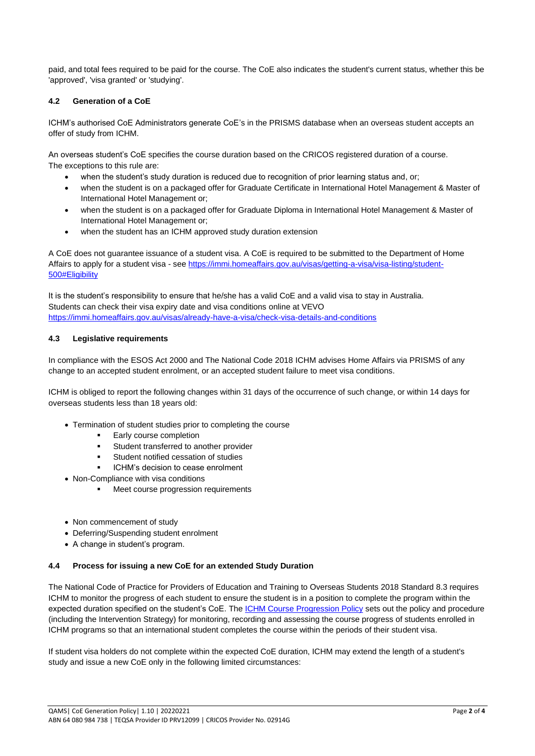paid, and total fees required to be paid for the course. The CoE also indicates the student's current status, whether this be 'approved', 'visa granted' or 'studying'.

### 4.2 Generation of a CoE

ICHM's authorised CoE Administrators generate CoE's in the PRISMS database when an overseas student accepts an offer of study from ICHM.

An overseas student's CoE specifies the course duration based on the CRICOS registered duration of a course. The exceptions to this rule are:

- when the student's study duration is reduced due to recognition of prior learning status and, or;
- when the student is on a packaged offer for Graduate Certificate in International Hotel Management & Master of International Hotel Management or;
- when the student is on a packaged offer for Graduate Diploma in International Hotel Management & Master of International Hotel Management or;
- when the student has an ICHM approved study duration extension

A CoE does not guarantee issuance of a student visa. A CoE is required to be submitted to the Department of Home Affairs to apply for a student visa - see [https://immi.homeaffairs.gov.au/visas/getting-a-visa/visa-listing/student-500#Eligibility](https://immi.homeaffairs.gov.au/visas/getting-a-visa/visa-listing/student-500#Eligibility)

It is the student's responsibility to ensure that he/she has a valid CoE and a valid visa to stay in Australia. Students can check their visa expiry date and visa conditions online at VEVO [https://immi.homeaffairs.gov.au/visas/already-have-a-visa/check-visa-details-and-conditions](https://immi.homeaffairs.gov.au/visas/already-have-a-visa/check-visa-details-and-conditions)

### 4.3 Legislative requirements

In compliance with the ESOS Act 2000 and The National Code 2018 ICHM advises Home Affairs via PRISMS of any change to an accepted student enrolment, or an accepted student failure to meet visa conditions.

ICHM is obliged to report the following changes within 31 days of the occurrence of such change, or within 14 days for overseas students less than 18 years old:

- Termination of student studies prior to completing the course
  - Early course completion
  - Student transferred to another provider
  - Student notified cessation of studies
  - ICHM's decision to cease enrolment
- Non-Compliance with visa conditions
  - Meet course progression requirements
- Non commencement of study
- Deferring/Suspending student enrolment
- A change in student's program.

### 4.4 Process for issuing a new CoE for an extended Study Duration

The National Code of Practice for Providers of Education and Training to Overseas Students 2018 Standard 8.3 requires ICHM to monitor the progress of each student to ensure the student is in a position to complete the program within the expected duration specified on the student's CoE. The ICHM Course Progression Policy sets out the policy and procedure (including the Intervention Strategy) for monitoring, recording and assessing the course progress of students enrolled in ICHM programs so that an international student completes the course within the periods of their student visa.

If student visa holders do not complete within the expected CoE duration, ICHM may extend the length of a student's study and issue a new CoE only in the following limited circumstances: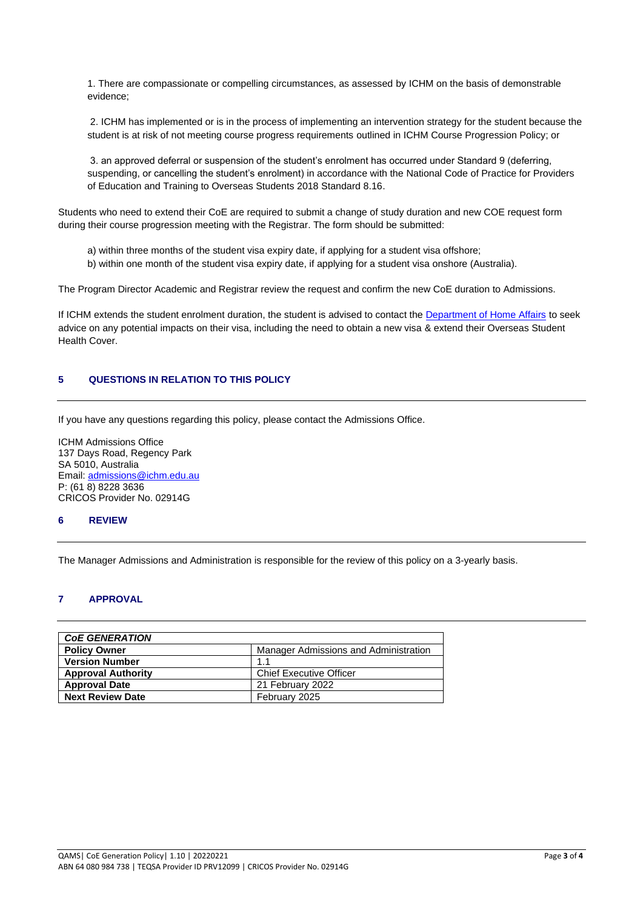1. There are compassionate or compelling circumstances, as assessed by ICHM on the basis of demonstrable evidence;

2. ICHM has implemented or is in the process of implementing an intervention strategy for the student because the student is at risk of not meeting course progress requirements outlined in ICHM Course Progression Policy; or

3. an approved deferral or suspension of the student's enrolment has occurred under Standard 9 (deferring, suspending, or cancelling the student's enrolment) in accordance with the National Code of Practice for Providers of Education and Training to Overseas Students 2018 Standard 8.16.

Students who need to extend their CoE are required to submit a change of study duration and new COE request form during their course progression meeting with the Registrar. The form should be submitted:

a) within three months of the student visa expiry date, if applying for a student visa offshore;
b) within one month of the student visa expiry date, if applying for a student visa onshore (Australia).

The Program Director Academic and Registrar review the request and confirm the new CoE duration to Admissions.

If ICHM extends the student enrolment duration, the student is advised to contact the Department of Home Affairs to seek advice on any potential impacts on their visa, including the need to obtain a new visa & extend their Overseas Student Health Cover.

## 5 QUESTIONS IN RELATION TO THIS POLICY

If you have any questions regarding this policy, please contact the Admissions Office.

ICHM Admissions Office
137 Days Road, Regency Park
SA 5010, Australia
Email: admissions@ichm.edu.au
P: (61 8) 8228 3636
CRICOS Provider No. 02914G

## 6 REVIEW

The Manager Admissions and Administration is responsible for the review of this policy on a 3-yearly basis.

## 7 APPROVAL

| ***CoE GENERATION*** | |
|---|---|
| **Policy Owner** | Manager Admissions and Administration |
| **Version Number** | 1.1 |
| **Approval Authority** | Chief Executive Officer |
| **Approval Date** | 21 February 2022 |
| **Next Review Date** | February 2025 |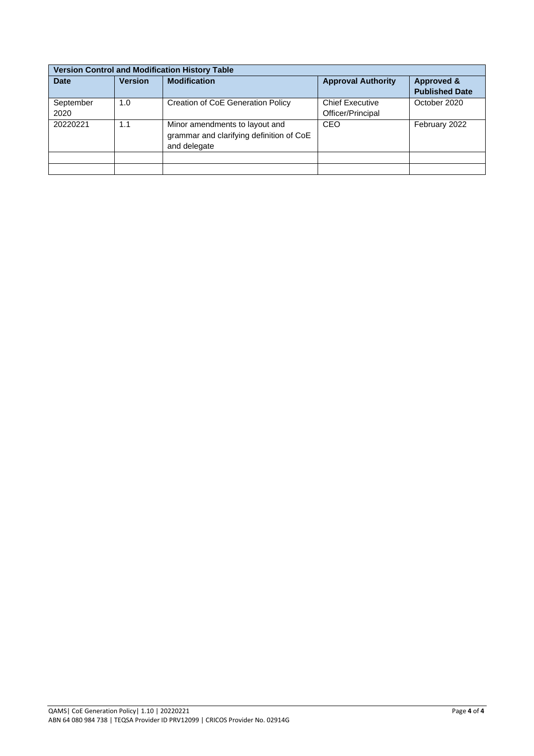| Version Control and Modification History Table | | | | |
|---|---|---|---|---|
| **Date** | **Version** | **Modification** | **Approval Authority** | **Approved & Published Date** |
| September 2020 | 1.0 | Creation of CoE Generation Policy | Chief Executive Officer/Principal | October 2020 |
| 20220221 | 1.1 | Minor amendments to layout and grammar and clarifying definition of CoE and delegate | CEO | February 2022 |
| | | | | |
| | | | | |